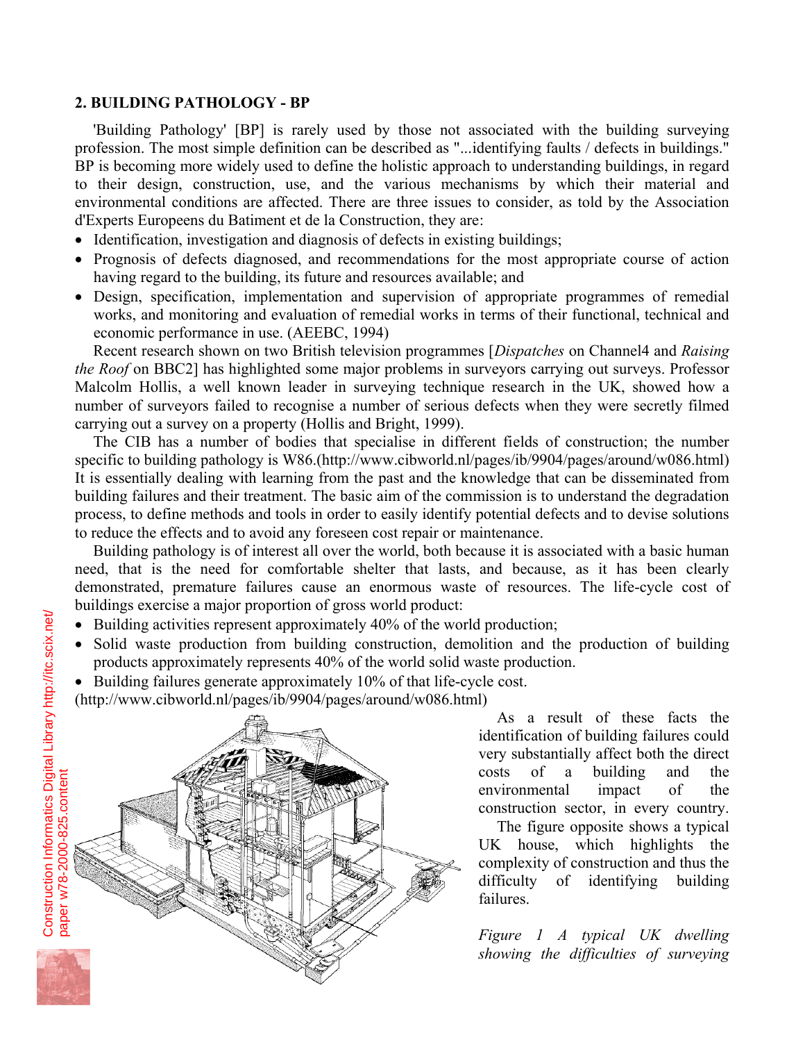## 2. BUILDING PATHOLOGY - BP

'Building Pathology' [BP] is rarely used by those not associated with the building surveying profession. The most simple definition can be described as "...identifying faults / defects in buildings." BP is becoming more widely used to define the holistic approach to understanding buildings, in regard to their design, construction, use, and the various mechanisms by which their material and environmental conditions are affected. There are three issues to consider, as told by the Association d'Experts Europeens du Batiment et de la Construction, they are:

- Identification, investigation and diagnosis of defects in existing buildings;
- Prognosis of defects diagnosed, and recommendations for the most appropriate course of action having regard to the building, its future and resources available; and
- Design, specification, implementation and supervision of appropriate programmes of remedial works, and monitoring and evaluation of remedial works in terms of their functional, technical and economic performance in use. (AEEBC, 1994)

Recent research shown on two British television programmes [*Dispatches* on Channel4 and *Raising the Roof* on BBC2] has highlighted some major problems in surveyors carrying out surveys. Professor Malcolm Hollis, a well known leader in surveying technique research in the UK, showed how a number of surveyors failed to recognise a number of serious defects when they were secretly filmed carrying out a survey on a property (Hollis and Bright, 1999).

The CIB has a number of bodies that specialise in different fields of construction; the number specific to building pathology is W86.(http://www.cibworld.nl/pages/ib/9904/pages/around/w086.html) It is essentially dealing with learning from the past and the knowledge that can be disseminated from building failures and their treatment. The basic aim of the commission is to understand the degradation process, to define methods and tools in order to easily identify potential defects and to devise solutions to reduce the effects and to avoid any foreseen cost repair or maintenance.

Building pathology is of interest all over the world, both because it is associated with a basic human need, that is the need for comfortable shelter that lasts, and because, as it has been clearly demonstrated, premature failures cause an enormous waste of resources. The life-cycle cost of buildings exercise a major proportion of gross world product:

- Building activities represent approximately 40% of the world production;
- Solid waste production from building construction, demolition and the production of building products approximately represents 40% of the world solid waste production.
- Building failures generate approximately 10% of that life-cycle cost.

(http://www.cibworld.nl/pages/ib/9904/pages/around/w086.html)

As a result of these facts the identification of building failures could very substantially affect both the direct costs of a building and the environmental impact of the construction sector, in every country.

The figure opposite shows a typical UK house, which highlights the complexity of construction and thus the difficulty of identifying building failures.

*Figure 1 A typical UK dwelling showing the difficulties of surveying*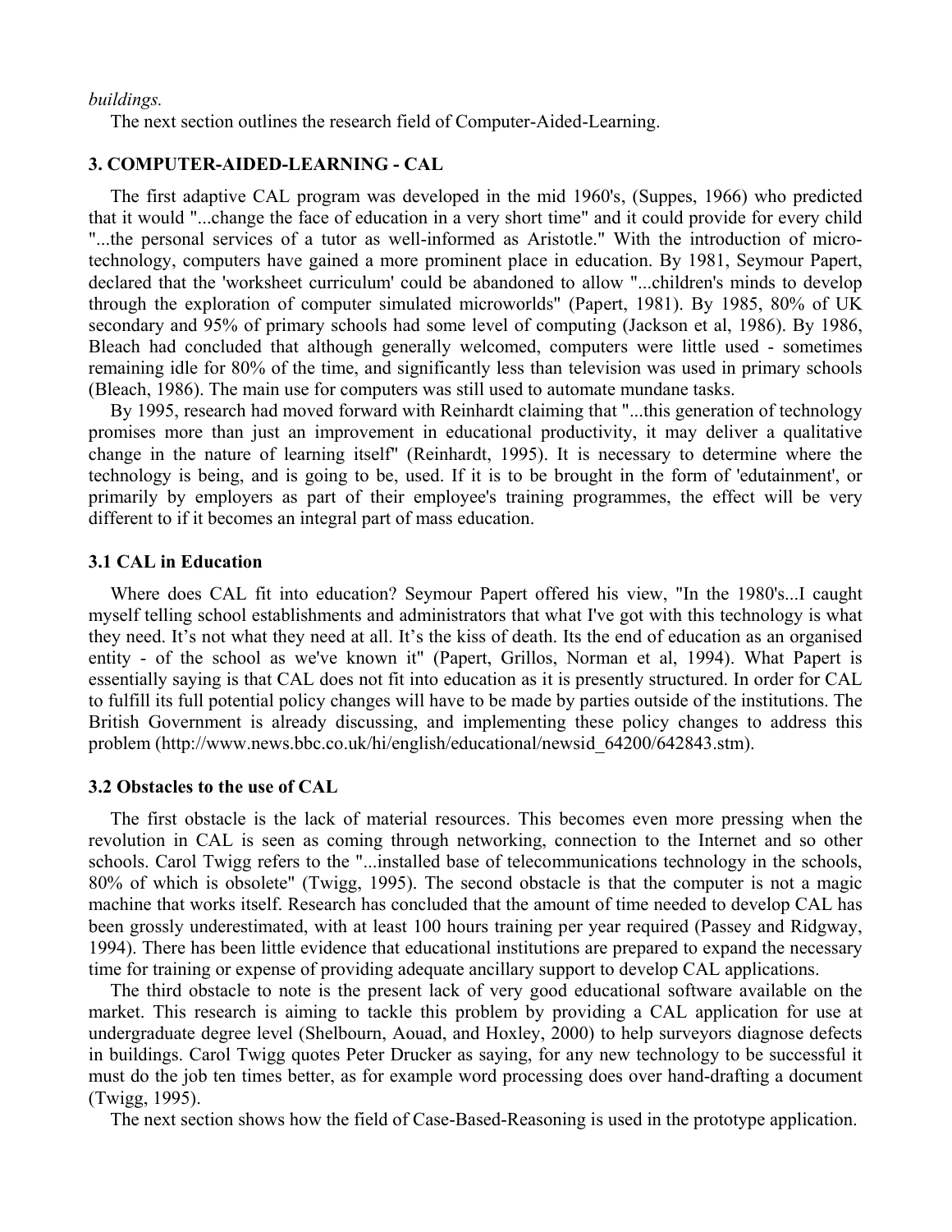*buildings.*

The next section outlines the research field of Computer-Aided-Learning.

### 3. COMPUTER-AIDED-LEARNING - CAL

The first adaptive CAL program was developed in the mid 1960's, (Suppes, 1966) who predicted that it would "...change the face of education in a very short time" and it could provide for every child "...the personal services of a tutor as well-informed as Aristotle." With the introduction of micro-technology, computers have gained a more prominent place in education. By 1981, Seymour Papert, declared that the 'worksheet curriculum' could be abandoned to allow "...children's minds to develop through the exploration of computer simulated microworlds" (Papert, 1981). By 1985, 80% of UK secondary and 95% of primary schools had some level of computing (Jackson et al, 1986). By 1986, Bleach had concluded that although generally welcomed, computers were little used - sometimes remaining idle for 80% of the time, and significantly less than television was used in primary schools (Bleach, 1986). The main use for computers was still used to automate mundane tasks.

By 1995, research had moved forward with Reinhardt claiming that "...this generation of technology promises more than just an improvement in educational productivity, it may deliver a qualitative change in the nature of learning itself" (Reinhardt, 1995). It is necessary to determine where the technology is being, and is going to be, used. If it is to be brought in the form of 'edutainment', or primarily by employers as part of their employee's training programmes, the effect will be very different to if it becomes an integral part of mass education.

#### 3.1 CAL in Education

Where does CAL fit into education? Seymour Papert offered his view, "In the 1980's...I caught myself telling school establishments and administrators that what I've got with this technology is what they need. It's not what they need at all. It's the kiss of death. Its the end of education as an organised entity - of the school as we've known it" (Papert, Grillos, Norman et al, 1994). What Papert is essentially saying is that CAL does not fit into education as it is presently structured. In order for CAL to fulfill its full potential policy changes will have to be made by parties outside of the institutions. The British Government is already discussing, and implementing these policy changes to address this problem (http://www.news.bbc.co.uk/hi/english/educational/newsid_64200/642843.stm).

#### 3.2 Obstacles to the use of CAL

The first obstacle is the lack of material resources. This becomes even more pressing when the revolution in CAL is seen as coming through networking, connection to the Internet and so other schools. Carol Twigg refers to the "...installed base of telecommunications technology in the schools, 80% of which is obsolete" (Twigg, 1995). The second obstacle is that the computer is not a magic machine that works itself. Research has concluded that the amount of time needed to develop CAL has been grossly underestimated, with at least 100 hours training per year required (Passey and Ridgway, 1994). There has been little evidence that educational institutions are prepared to expand the necessary time for training or expense of providing adequate ancillary support to develop CAL applications.

The third obstacle to note is the present lack of very good educational software available on the market. This research is aiming to tackle this problem by providing a CAL application for use at undergraduate degree level (Shelbourn, Aouad, and Hoxley, 2000) to help surveyors diagnose defects in buildings. Carol Twigg quotes Peter Drucker as saying, for any new technology to be successful it must do the job ten times better, as for example word processing does over hand-drafting a document (Twigg, 1995).

The next section shows how the field of Case-Based-Reasoning is used in the prototype application.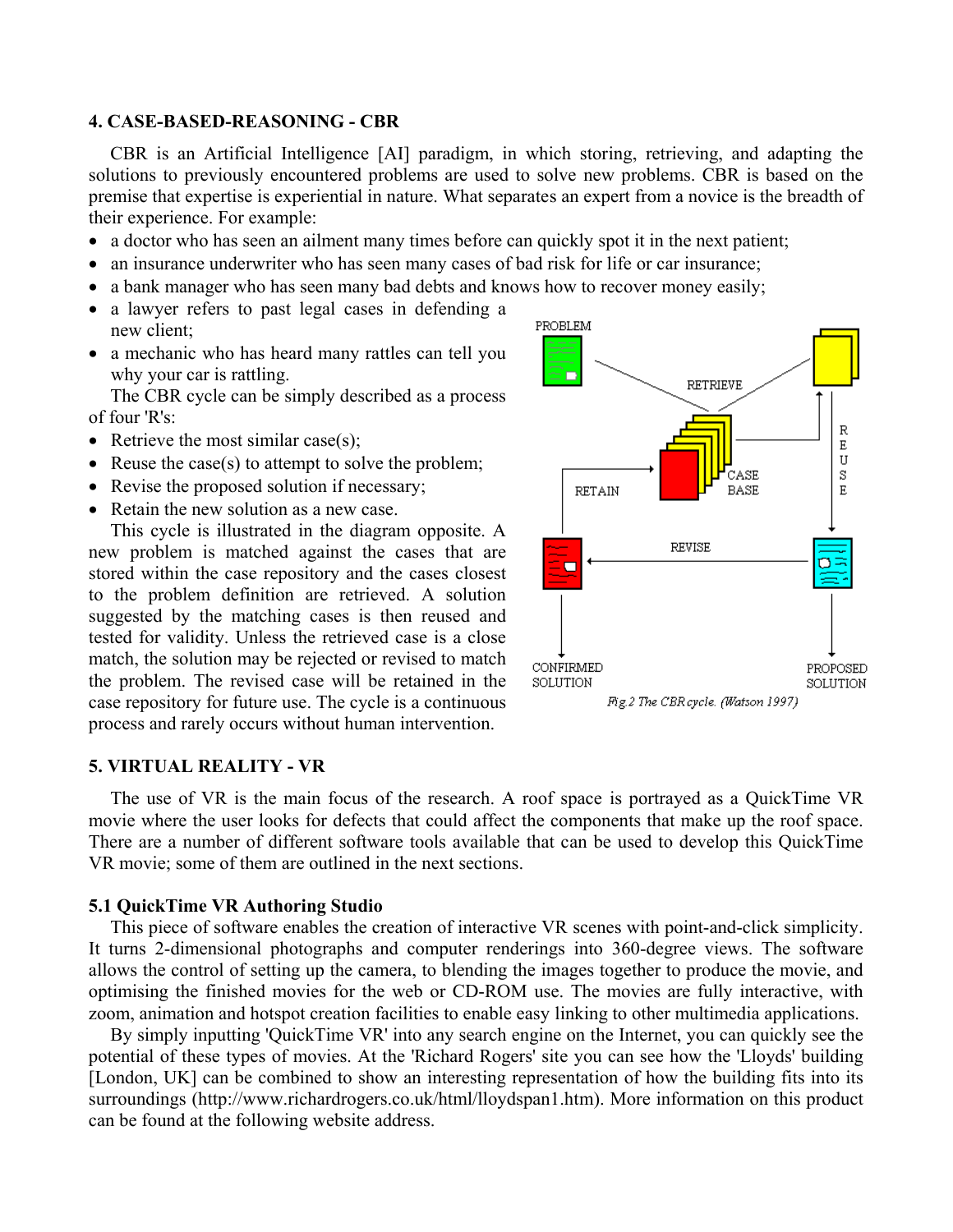### 4. CASE-BASED-REASONING - CBR

CBR is an Artificial Intelligence [AI] paradigm, in which storing, retrieving, and adapting the solutions to previously encountered problems are used to solve new problems. CBR is based on the premise that expertise is experiential in nature. What separates an expert from a novice is the breadth of their experience. For example:

- a doctor who has seen an ailment many times before can quickly spot it in the next patient;
- an insurance underwriter who has seen many cases of bad risk for life or car insurance;
- a bank manager who has seen many bad debts and knows how to recover money easily;
- a lawyer refers to past legal cases in defending a new client;
- a mechanic who has heard many rattles can tell you why your car is rattling.

The CBR cycle can be simply described as a process of four 'R's:

- Retrieve the most similar case(s);
- Reuse the case(s) to attempt to solve the problem;
- Revise the proposed solution if necessary;
- Retain the new solution as a new case.

This cycle is illustrated in the diagram opposite. A new problem is matched against the cases that are stored within the case repository and the cases closest to the problem definition are retrieved. A solution suggested by the matching cases is then reused and tested for validity. Unless the retrieved case is a close match, the solution may be rejected or revised to match the problem. The revised case will be retained in the case repository for future use. The cycle is a continuous process and rarely occurs without human intervention.

*Fig.2 The CBR cycle. (Watson 1997)*

### 5. VIRTUAL REALITY - VR

The use of VR is the main focus of the research. A roof space is portrayed as a QuickTime VR movie where the user looks for defects that could affect the components that make up the roof space. There are a number of different software tools available that can be used to develop this QuickTime VR movie; some of them are outlined in the next sections.

#### 5.1 QuickTime VR Authoring Studio

This piece of software enables the creation of interactive VR scenes with point-and-click simplicity. It turns 2-dimensional photographs and computer renderings into 360-degree views. The software allows the control of setting up the camera, to blending the images together to produce the movie, and optimising the finished movies for the web or CD-ROM use. The movies are fully interactive, with zoom, animation and hotspot creation facilities to enable easy linking to other multimedia applications.

By simply inputting 'QuickTime VR' into any search engine on the Internet, you can quickly see the potential of these types of movies. At the 'Richard Rogers' site you can see how the 'Lloyds' building [London, UK] can be combined to show an interesting representation of how the building fits into its surroundings (http://www.richardrogers.co.uk/html/lloydspan1.htm). More information on this product can be found at the following website address.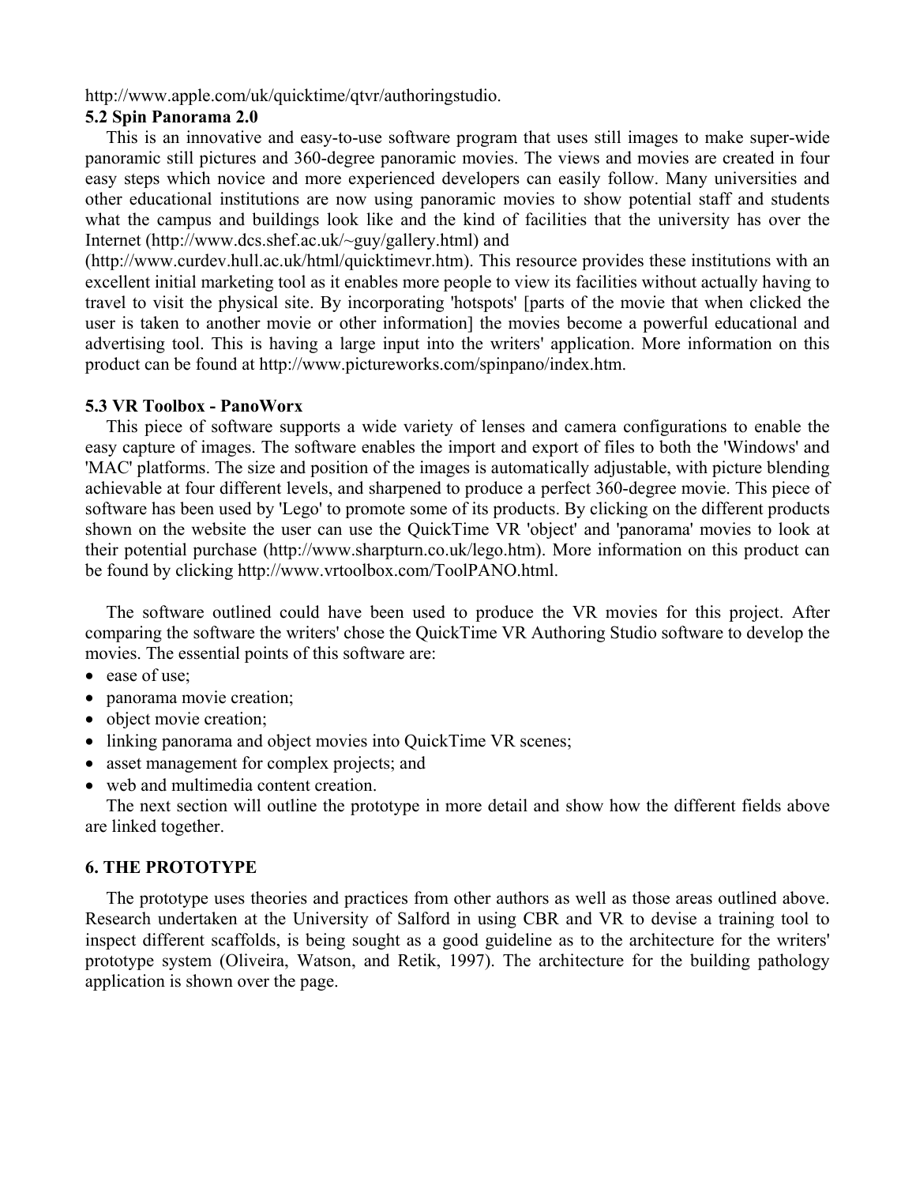http://www.apple.com/uk/quicktime/qtvr/authoringstudio.

### 5.2 Spin Panorama 2.0

This is an innovative and easy-to-use software program that uses still images to make super-wide panoramic still pictures and 360-degree panoramic movies. The views and movies are created in four easy steps which novice and more experienced developers can easily follow. Many universities and other educational institutions are now using panoramic movies to show potential staff and students what the campus and buildings look like and the kind of facilities that the university has over the Internet (http://www.dcs.shef.ac.uk/~guy/gallery.html) and (http://www.curdev.hull.ac.uk/html/quicktimevr.htm). This resource provides these institutions with an excellent initial marketing tool as it enables more people to view its facilities without actually having to travel to visit the physical site. By incorporating 'hotspots' [parts of the movie that when clicked the user is taken to another movie or other information] the movies become a powerful educational and advertising tool. This is having a large input into the writers' application. More information on this product can be found at http://www.pictureworks.com/spinpano/index.htm.

### 5.3 VR Toolbox - PanoWorx

This piece of software supports a wide variety of lenses and camera configurations to enable the easy capture of images. The software enables the import and export of files to both the 'Windows' and 'MAC' platforms. The size and position of the images is automatically adjustable, with picture blending achievable at four different levels, and sharpened to produce a perfect 360-degree movie. This piece of software has been used by 'Lego' to promote some of its products. By clicking on the different products shown on the website the user can use the QuickTime VR 'object' and 'panorama' movies to look at their potential purchase (http://www.sharpturn.co.uk/lego.htm). More information on this product can be found by clicking http://www.vrtoolbox.com/ToolPANO.html.

The software outlined could have been used to produce the VR movies for this project. After comparing the software the writers' chose the QuickTime VR Authoring Studio software to develop the movies. The essential points of this software are:

- ease of use;
- panorama movie creation;
- object movie creation;
- linking panorama and object movies into QuickTime VR scenes;
- asset management for complex projects; and
- web and multimedia content creation.

The next section will outline the prototype in more detail and show how the different fields above are linked together.

## 6. THE PROTOTYPE

The prototype uses theories and practices from other authors as well as those areas outlined above. Research undertaken at the University of Salford in using CBR and VR to devise a training tool to inspect different scaffolds, is being sought as a good guideline as to the architecture for the writers' prototype system (Oliveira, Watson, and Retik, 1997). The architecture for the building pathology application is shown over the page.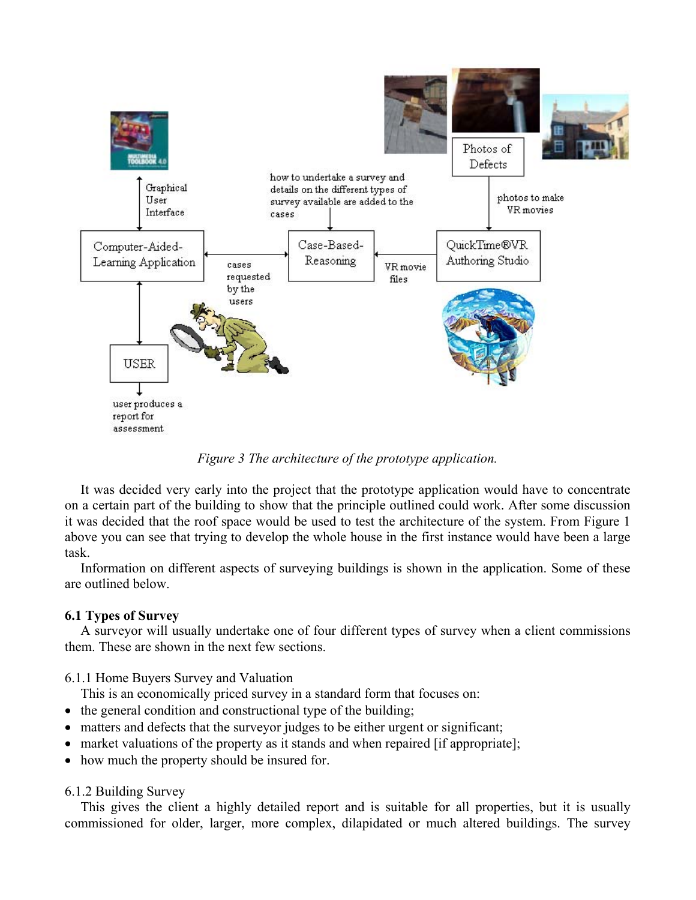*Figure 3 The architecture of the prototype application.*

It was decided very early into the project that the prototype application would have to concentrate on a certain part of the building to show that the principle outlined could work. After some discussion it was decided that the roof space would be used to test the architecture of the system. From Figure 1 above you can see that trying to develop the whole house in the first instance would have been a large task.

Information on different aspects of surveying buildings is shown in the application. Some of these are outlined below.

### 6.1 Types of Survey

A surveyor will usually undertake one of four different types of survey when a client commissions them. These are shown in the next few sections.

#### 6.1.1 Home Buyers Survey and Valuation

This is an economically priced survey in a standard form that focuses on:

- the general condition and constructional type of the building;
- matters and defects that the surveyor judges to be either urgent or significant;
- market valuations of the property as it stands and when repaired [if appropriate];
- how much the property should be insured for.

#### 6.1.2 Building Survey

This gives the client a highly detailed report and is suitable for all properties, but it is usually commissioned for older, larger, more complex, dilapidated or much altered buildings. The survey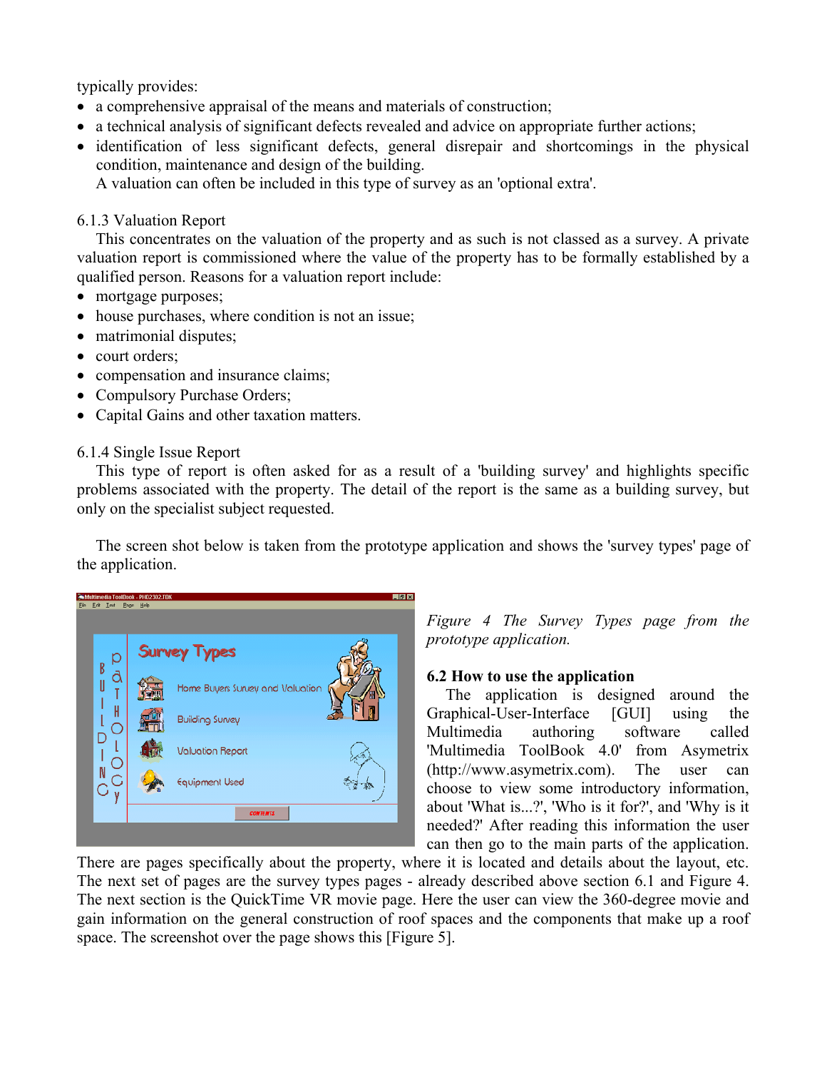typically provides:

- a comprehensive appraisal of the means and materials of construction;
- a technical analysis of significant defects revealed and advice on appropriate further actions;
- identification of less significant defects, general disrepair and shortcomings in the physical condition, maintenance and design of the building.

A valuation can often be included in this type of survey as an 'optional extra'.

6.1.3 Valuation Report

This concentrates on the valuation of the property and as such is not classed as a survey. A private valuation report is commissioned where the value of the property has to be formally established by a qualified person. Reasons for a valuation report include:

- mortgage purposes;
- house purchases, where condition is not an issue;
- matrimonial disputes;
- court orders;
- compensation and insurance claims;
- Compulsory Purchase Orders;
- Capital Gains and other taxation matters.

6.1.4 Single Issue Report

This type of report is often asked for as a result of a 'building survey' and highlights specific problems associated with the property. The detail of the report is the same as a building survey, but only on the specialist subject requested.

The screen shot below is taken from the prototype application and shows the 'survey types' page of the application.

*Figure 4 The Survey Types page from the prototype application.*

**6.2 How to use the application**

The application is designed around the Graphical-User-Interface [GUI] using the Multimedia authoring software called 'Multimedia ToolBook 4.0' from Asymetrix (http://www.asymetrix.com). The user can choose to view some introductory information, about 'What is...?', 'Who is it for?', and 'Why is it needed?' After reading this information the user can then go to the main parts of the application. There are pages specifically about the property, where it is located and details about the layout, etc. The next set of pages are the survey types pages - already described above section 6.1 and Figure 4. The next section is the QuickTime VR movie page. Here the user can view the 360-degree movie and gain information on the general construction of roof spaces and the components that make up a roof space. The screenshot over the page shows this [Figure 5].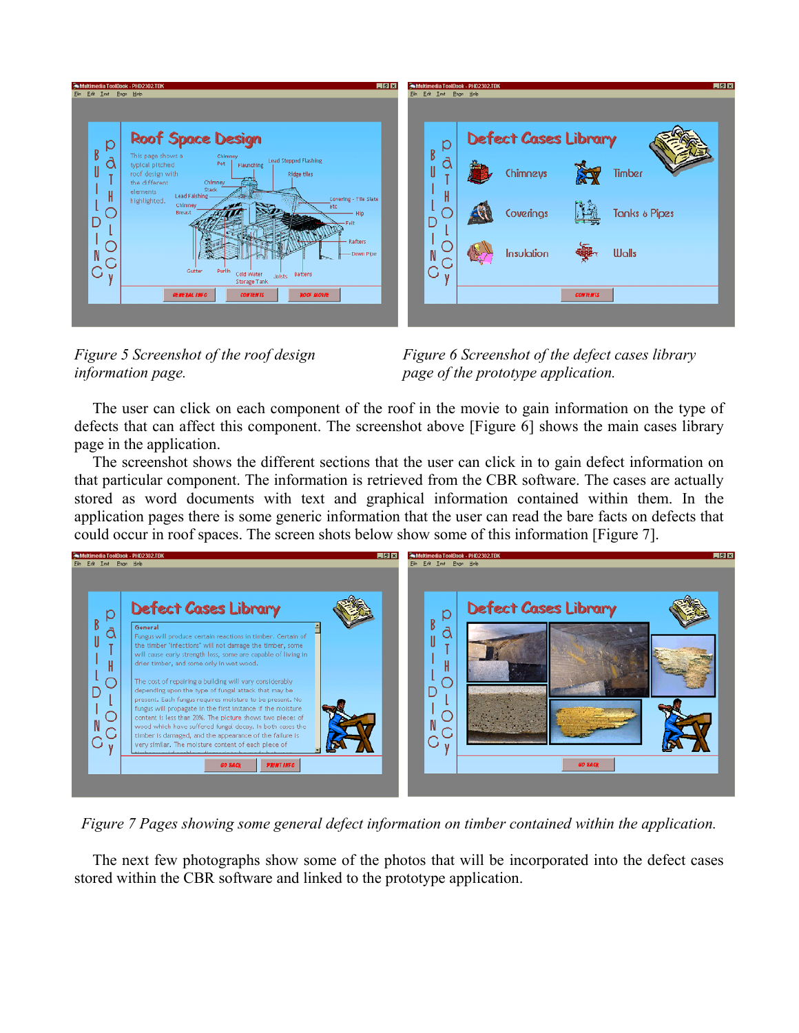*Figure 5 Screenshot of the roof design information page.*

*Figure 6 Screenshot of the defect cases library page of the prototype application.*

The user can click on each component of the roof in the movie to gain information on the type of defects that can affect this component. The screenshot above [Figure 6] shows the main cases library page in the application.

The screenshot shows the different sections that the user can click in to gain defect information on that particular component. The information is retrieved from the CBR software. The cases are actually stored as word documents with text and graphical information contained within them. In the application pages there is some generic information that the user can read the bare facts on defects that could occur in roof spaces. The screen shots below show some of this information [Figure 7].

*Figure 7 Pages showing some general defect information on timber contained within the application.*

The next few photographs show some of the photos that will be incorporated into the defect cases stored within the CBR software and linked to the prototype application.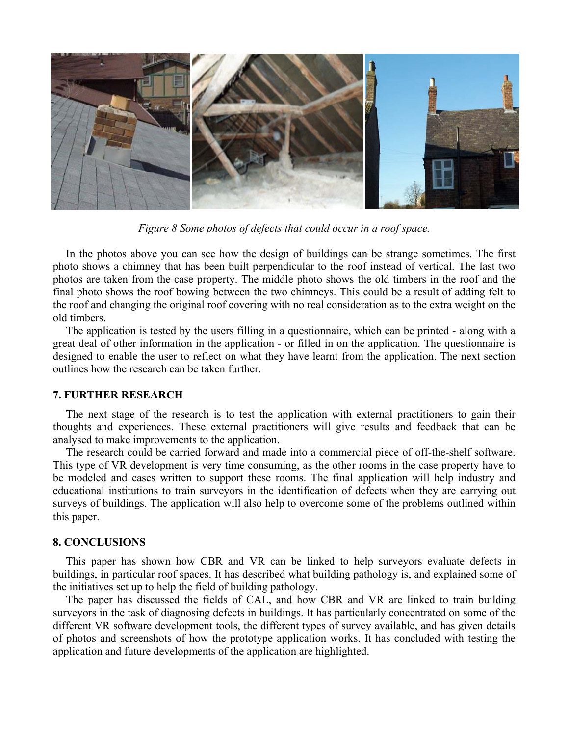*Figure 8 Some photos of defects that could occur in a roof space.*

In the photos above you can see how the design of buildings can be strange sometimes. The first photo shows a chimney that has been built perpendicular to the roof instead of vertical. The last two photos are taken from the case property. The middle photo shows the old timbers in the roof and the final photo shows the roof bowing between the two chimneys. This could be a result of adding felt to the roof and changing the original roof covering with no real consideration as to the extra weight on the old timbers.

The application is tested by the users filling in a questionnaire, which can be printed - along with a great deal of other information in the application - or filled in on the application. The questionnaire is designed to enable the user to reflect on what they have learnt from the application. The next section outlines how the research can be taken further.

## 7. FURTHER RESEARCH

The next stage of the research is to test the application with external practitioners to gain their thoughts and experiences. These external practitioners will give results and feedback that can be analysed to make improvements to the application.

The research could be carried forward and made into a commercial piece of off-the-shelf software. This type of VR development is very time consuming, as the other rooms in the case property have to be modeled and cases written to support these rooms. The final application will help industry and educational institutions to train surveyors in the identification of defects when they are carrying out surveys of buildings. The application will also help to overcome some of the problems outlined within this paper.

## 8. CONCLUSIONS

This paper has shown how CBR and VR can be linked to help surveyors evaluate defects in buildings, in particular roof spaces. It has described what building pathology is, and explained some of the initiatives set up to help the field of building pathology.

The paper has discussed the fields of CAL, and how CBR and VR are linked to train building surveyors in the task of diagnosing defects in buildings. It has particularly concentrated on some of the different VR software development tools, the different types of survey available, and has given details of photos and screenshots of how the prototype application works. It has concluded with testing the application and future developments of the application are highlighted.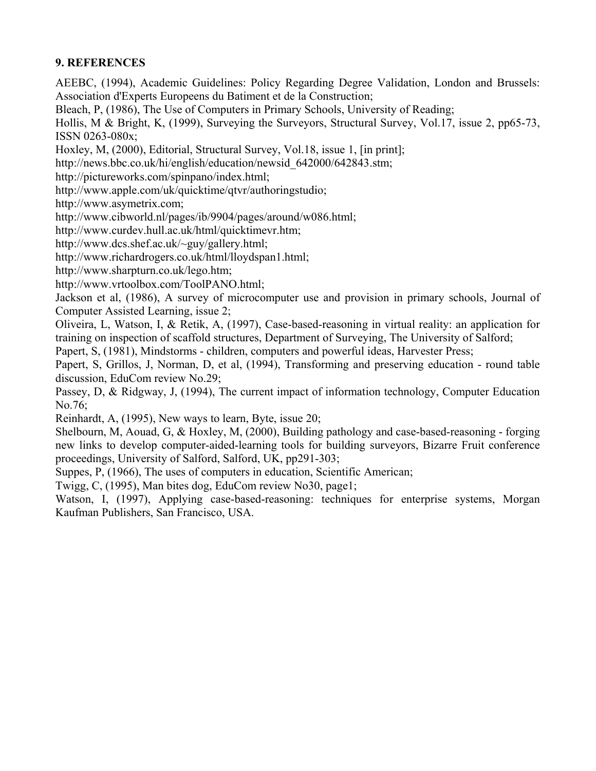## 9. REFERENCES

AEEBC, (1994), Academic Guidelines: Policy Regarding Degree Validation, London and Brussels: Association d'Experts Europeens du Batiment et de la Construction;

Bleach, P, (1986), The Use of Computers in Primary Schools, University of Reading;

Hollis, M & Bright, K, (1999), Surveying the Surveyors, Structural Survey, Vol.17, issue 2, pp65-73, ISSN 0263-080x;

Hoxley, M, (2000), Editorial, Structural Survey, Vol.18, issue 1, [in print];

http://news.bbc.co.uk/hi/english/education/newsid_642000/642843.stm;

http://pictureworks.com/spinpano/index.html;

http://www.apple.com/uk/quicktime/qtvr/authoringstudio;

http://www.asymetrix.com;

http://www.cibworld.nl/pages/ib/9904/pages/around/w086.html;

http://www.curdev.hull.ac.uk/html/quicktimevr.htm;

http://www.dcs.shef.ac.uk/~guy/gallery.html;

http://www.richardrogers.co.uk/html/lloydspan1.html;

http://www.sharpturn.co.uk/lego.htm;

http://www.vrtoolbox.com/ToolPANO.html;

Jackson et al, (1986), A survey of microcomputer use and provision in primary schools, Journal of Computer Assisted Learning, issue 2;

Oliveira, L, Watson, I, & Retik, A, (1997), Case-based-reasoning in virtual reality: an application for training on inspection of scaffold structures, Department of Surveying, The University of Salford;

Papert, S, (1981), Mindstorms - children, computers and powerful ideas, Harvester Press;

Papert, S, Grillos, J, Norman, D, et al, (1994), Transforming and preserving education - round table discussion, EduCom review No.29;

Passey, D, & Ridgway, J, (1994), The current impact of information technology, Computer Education No.76;

Reinhardt, A, (1995), New ways to learn, Byte, issue 20;

Shelbourn, M, Aouad, G, & Hoxley, M, (2000), Building pathology and case-based-reasoning - forging new links to develop computer-aided-learning tools for building surveyors, Bizarre Fruit conference proceedings, University of Salford, Salford, UK, pp291-303;

Suppes, P, (1966), The uses of computers in education, Scientific American;

Twigg, C, (1995), Man bites dog, EduCom review No30, page1;

Watson, I, (1997), Applying case-based-reasoning: techniques for enterprise systems, Morgan Kaufman Publishers, San Francisco, USA.